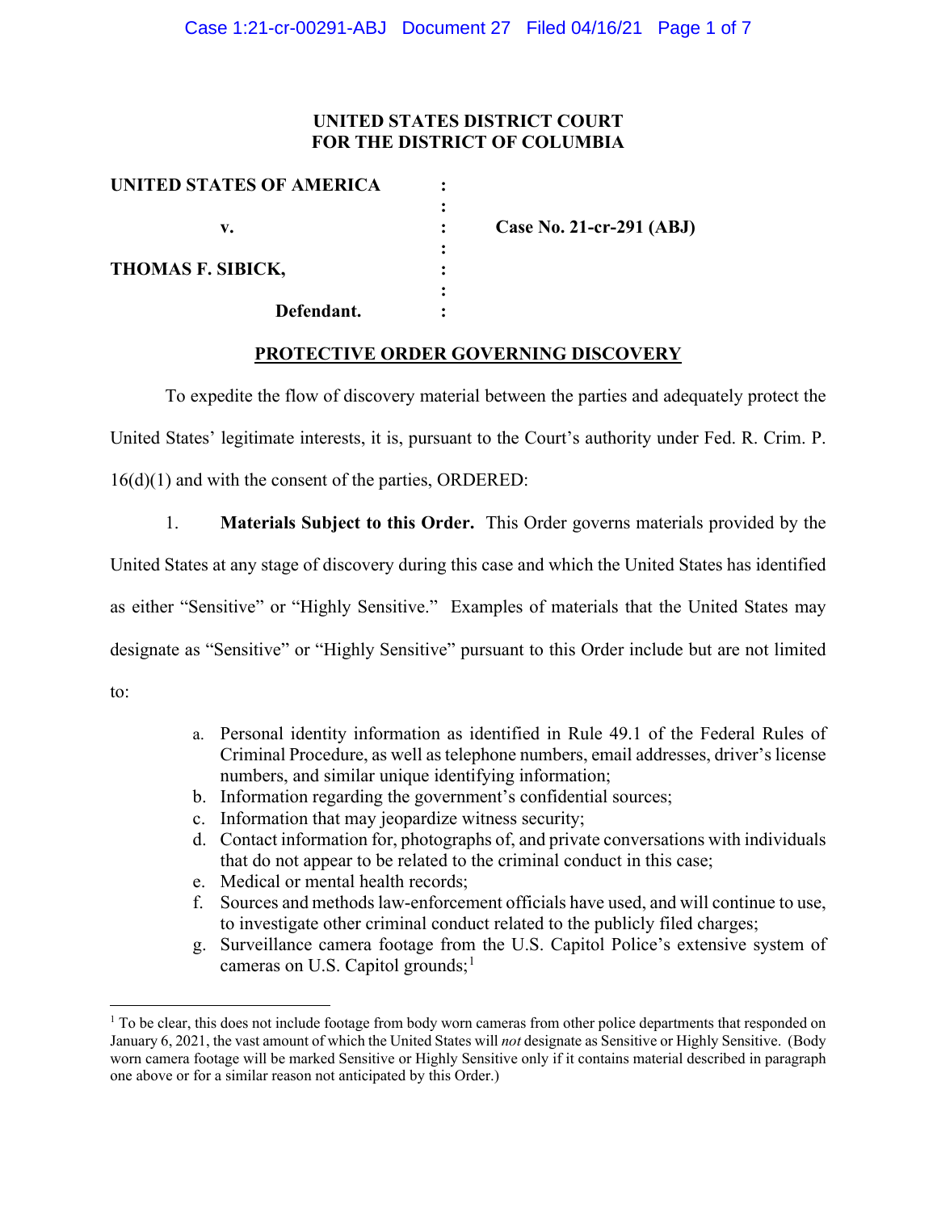**UNITED STATES DISTRICT COURT**
**FOR THE DISTRICT OF COLUMBIA**

| | | |
|---|---|---|
| **UNITED STATES OF AMERICA** | : | |
| | : | |
| **v.** | : | **Case No. 21-cr-291 (ABJ)** |
| | : | |
| **THOMAS F. SIBICK,** | : | |
| | : | |
| **Defendant.** | : | |

**PROTECTIVE ORDER GOVERNING DISCOVERY**

To expedite the flow of discovery material between the parties and adequately protect the United States' legitimate interests, it is, pursuant to the Court's authority under Fed. R. Crim. P. 16(d)(1) and with the consent of the parties, ORDERED:

1. **Materials Subject to this Order.** This Order governs materials provided by the United States at any stage of discovery during this case and which the United States has identified as either "Sensitive" or "Highly Sensitive." Examples of materials that the United States may designate as "Sensitive" or "Highly Sensitive" pursuant to this Order include but are not limited to:

   a. Personal identity information as identified in Rule 49.1 of the Federal Rules of Criminal Procedure, as well as telephone numbers, email addresses, driver's license numbers, and similar unique identifying information;
   b. Information regarding the government's confidential sources;
   c. Information that may jeopardize witness security;
   d. Contact information for, photographs of, and private conversations with individuals that do not appear to be related to the criminal conduct in this case;
   e. Medical or mental health records;
   f. Sources and methods law-enforcement officials have used, and will continue to use, to investigate other criminal conduct related to the publicly filed charges;
   g. Surveillance camera footage from the U.S. Capitol Police's extensive system of cameras on U.S. Capitol grounds;[1]

[1] To be clear, this does not include footage from body worn cameras from other police departments that responded on January 6, 2021, the vast amount of which the United States will *not* designate as Sensitive or Highly Sensitive. (Body worn camera footage will be marked Sensitive or Highly Sensitive only if it contains material described in paragraph one above or for a similar reason not anticipated by this Order.)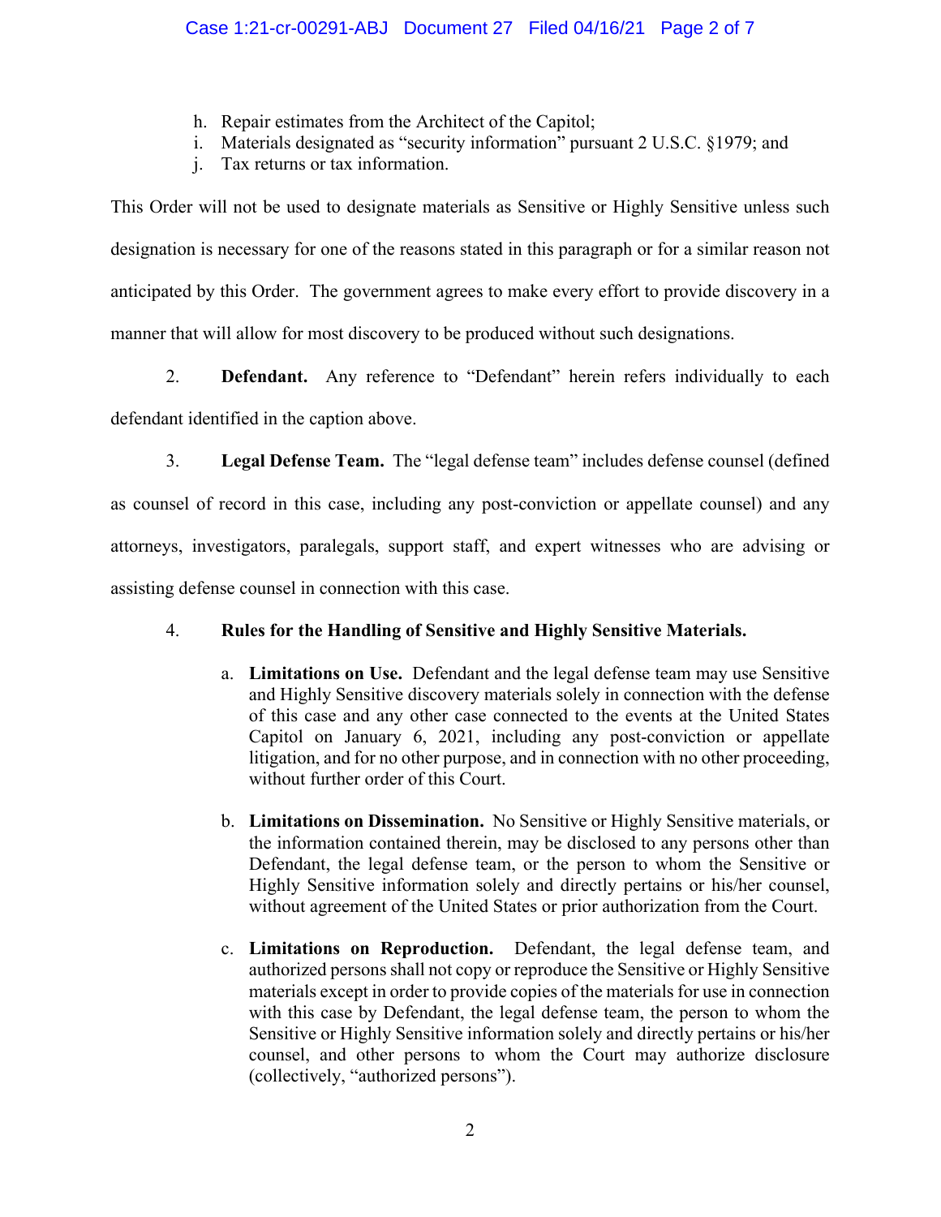h. Repair estimates from the Architect of the Capitol;
i. Materials designated as "security information" pursuant 2 U.S.C. §1979; and
j. Tax returns or tax information.

This Order will not be used to designate materials as Sensitive or Highly Sensitive unless such designation is necessary for one of the reasons stated in this paragraph or for a similar reason not anticipated by this Order. The government agrees to make every effort to provide discovery in a manner that will allow for most discovery to be produced without such designations.

2. **Defendant.** Any reference to "Defendant" herein refers individually to each defendant identified in the caption above.

3. **Legal Defense Team.** The "legal defense team" includes defense counsel (defined as counsel of record in this case, including any post-conviction or appellate counsel) and any attorneys, investigators, paralegals, support staff, and expert witnesses who are advising or assisting defense counsel in connection with this case.

4. **Rules for the Handling of Sensitive and Highly Sensitive Materials.**

   a. **Limitations on Use.** Defendant and the legal defense team may use Sensitive and Highly Sensitive discovery materials solely in connection with the defense of this case and any other case connected to the events at the United States Capitol on January 6, 2021, including any post-conviction or appellate litigation, and for no other purpose, and in connection with no other proceeding, without further order of this Court.

   b. **Limitations on Dissemination.** No Sensitive or Highly Sensitive materials, or the information contained therein, may be disclosed to any persons other than Defendant, the legal defense team, or the person to whom the Sensitive or Highly Sensitive information solely and directly pertains or his/her counsel, without agreement of the United States or prior authorization from the Court.

   c. **Limitations on Reproduction.** Defendant, the legal defense team, and authorized persons shall not copy or reproduce the Sensitive or Highly Sensitive materials except in order to provide copies of the materials for use in connection with this case by Defendant, the legal defense team, the person to whom the Sensitive or Highly Sensitive information solely and directly pertains or his/her counsel, and other persons to whom the Court may authorize disclosure (collectively, "authorized persons").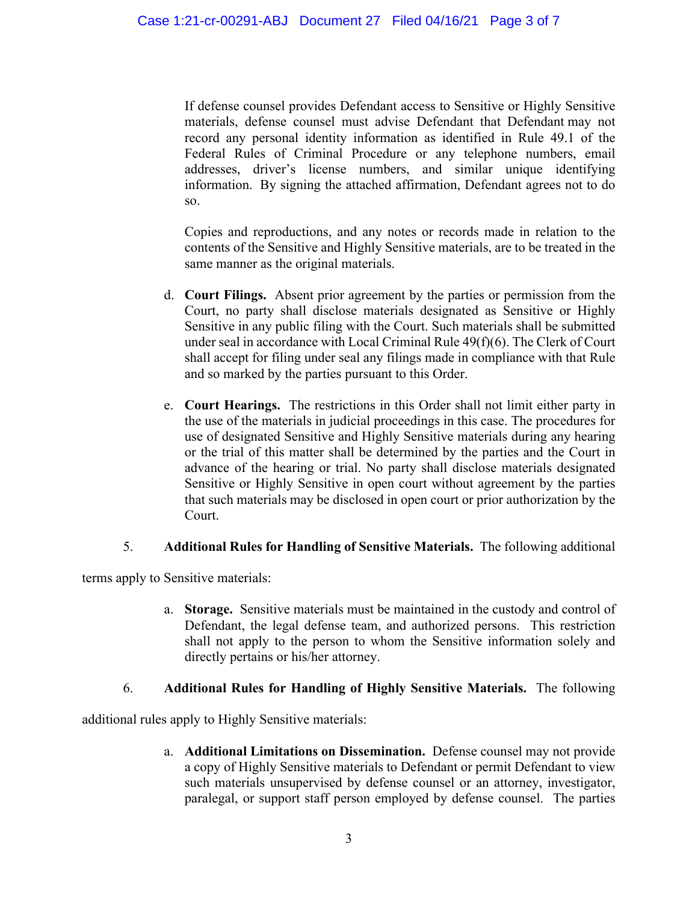If defense counsel provides Defendant access to Sensitive or Highly Sensitive materials, defense counsel must advise Defendant that Defendant may not record any personal identity information as identified in Rule 49.1 of the Federal Rules of Criminal Procedure or any telephone numbers, email addresses, driver's license numbers, and similar unique identifying information. By signing the attached affirmation, Defendant agrees not to do so.

Copies and reproductions, and any notes or records made in relation to the contents of the Sensitive and Highly Sensitive materials, are to be treated in the same manner as the original materials.

d. **Court Filings.** Absent prior agreement by the parties or permission from the Court, no party shall disclose materials designated as Sensitive or Highly Sensitive in any public filing with the Court. Such materials shall be submitted under seal in accordance with Local Criminal Rule 49(f)(6). The Clerk of Court shall accept for filing under seal any filings made in compliance with that Rule and so marked by the parties pursuant to this Order.

e. **Court Hearings.** The restrictions in this Order shall not limit either party in the use of the materials in judicial proceedings in this case. The procedures for use of designated Sensitive and Highly Sensitive materials during any hearing or the trial of this matter shall be determined by the parties and the Court in advance of the hearing or trial. No party shall disclose materials designated Sensitive or Highly Sensitive in open court without agreement by the parties that such materials may be disclosed in open court or prior authorization by the Court.

5. **Additional Rules for Handling of Sensitive Materials.** The following additional terms apply to Sensitive materials:

a. **Storage.** Sensitive materials must be maintained in the custody and control of Defendant, the legal defense team, and authorized persons. This restriction shall not apply to the person to whom the Sensitive information solely and directly pertains or his/her attorney.

6. **Additional Rules for Handling of Highly Sensitive Materials.** The following additional rules apply to Highly Sensitive materials:

a. **Additional Limitations on Dissemination.** Defense counsel may not provide a copy of Highly Sensitive materials to Defendant or permit Defendant to view such materials unsupervised by defense counsel or an attorney, investigator, paralegal, or support staff person employed by defense counsel. The parties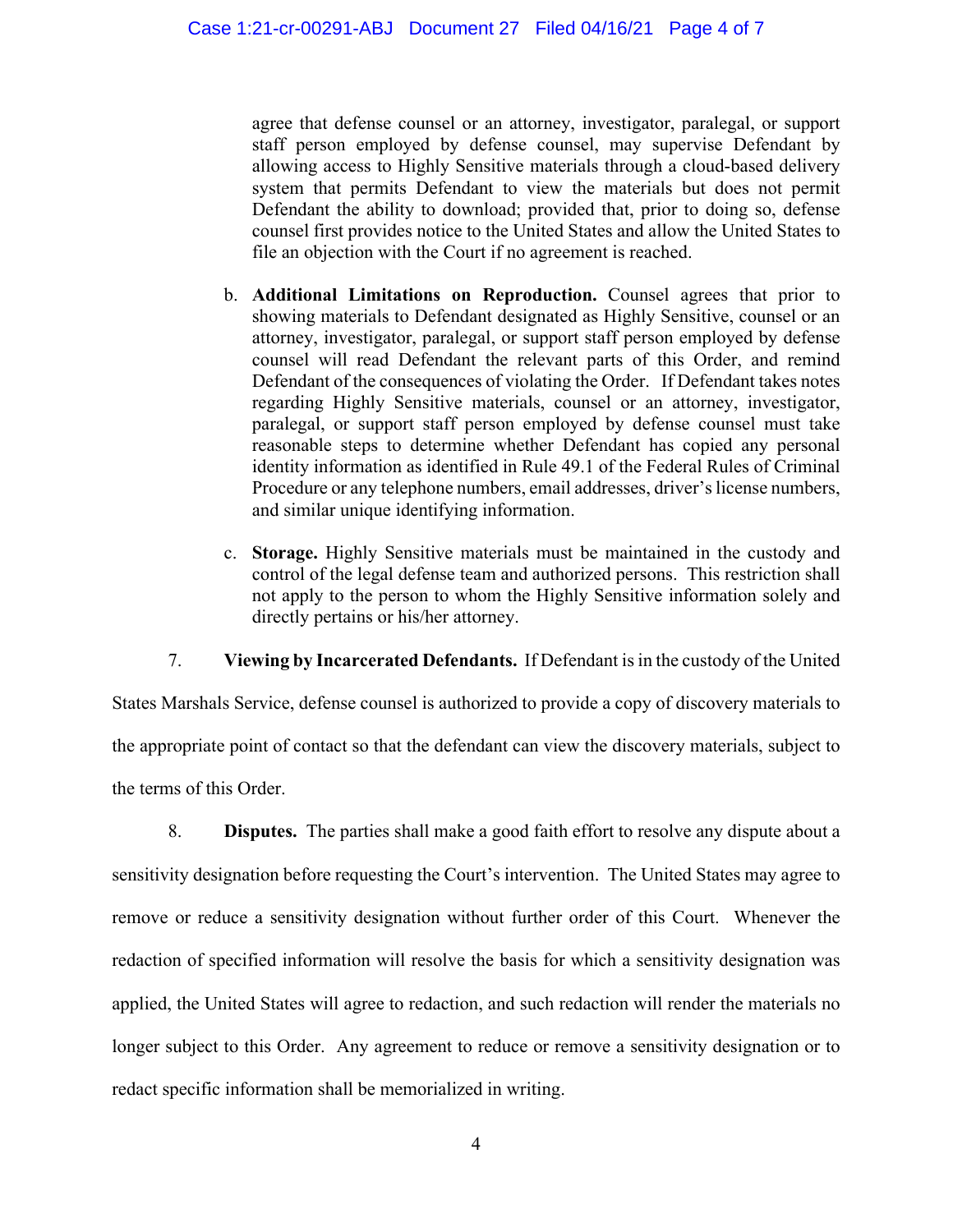agree that defense counsel or an attorney, investigator, paralegal, or support staff person employed by defense counsel, may supervise Defendant by allowing access to Highly Sensitive materials through a cloud-based delivery system that permits Defendant to view the materials but does not permit Defendant the ability to download; provided that, prior to doing so, defense counsel first provides notice to the United States and allow the United States to file an objection with the Court if no agreement is reached.

b. **Additional Limitations on Reproduction.** Counsel agrees that prior to showing materials to Defendant designated as Highly Sensitive, counsel or an attorney, investigator, paralegal, or support staff person employed by defense counsel will read Defendant the relevant parts of this Order, and remind Defendant of the consequences of violating the Order. If Defendant takes notes regarding Highly Sensitive materials, counsel or an attorney, investigator, paralegal, or support staff person employed by defense counsel must take reasonable steps to determine whether Defendant has copied any personal identity information as identified in Rule 49.1 of the Federal Rules of Criminal Procedure or any telephone numbers, email addresses, driver's license numbers, and similar unique identifying information.

c. **Storage.** Highly Sensitive materials must be maintained in the custody and control of the legal defense team and authorized persons. This restriction shall not apply to the person to whom the Highly Sensitive information solely and directly pertains or his/her attorney.

7. **Viewing by Incarcerated Defendants.** If Defendant is in the custody of the United States Marshals Service, defense counsel is authorized to provide a copy of discovery materials to the appropriate point of contact so that the defendant can view the discovery materials, subject to the terms of this Order.

8. **Disputes.** The parties shall make a good faith effort to resolve any dispute about a sensitivity designation before requesting the Court's intervention. The United States may agree to remove or reduce a sensitivity designation without further order of this Court. Whenever the redaction of specified information will resolve the basis for which a sensitivity designation was applied, the United States will agree to redaction, and such redaction will render the materials no longer subject to this Order. Any agreement to reduce or remove a sensitivity designation or to redact specific information shall be memorialized in writing.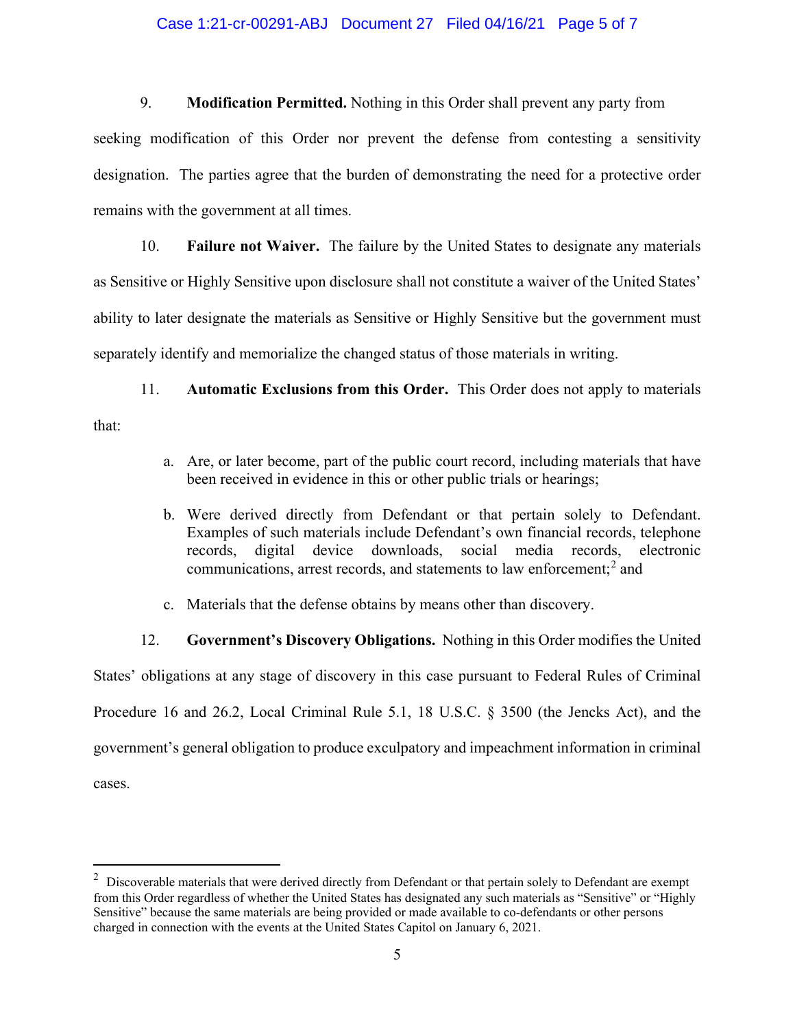9. **Modification Permitted.** Nothing in this Order shall prevent any party from seeking modification of this Order nor prevent the defense from contesting a sensitivity designation. The parties agree that the burden of demonstrating the need for a protective order remains with the government at all times.

10. **Failure not Waiver.** The failure by the United States to designate any materials as Sensitive or Highly Sensitive upon disclosure shall not constitute a waiver of the United States' ability to later designate the materials as Sensitive or Highly Sensitive but the government must separately identify and memorialize the changed status of those materials in writing.

11. **Automatic Exclusions from this Order.** This Order does not apply to materials that:

   a. Are, or later become, part of the public court record, including materials that have been received in evidence in this or other public trials or hearings;

   b. Were derived directly from Defendant or that pertain solely to Defendant. Examples of such materials include Defendant's own financial records, telephone records, digital device downloads, social media records, electronic communications, arrest records, and statements to law enforcement;[2] and

   c. Materials that the defense obtains by means other than discovery.

12. **Government's Discovery Obligations.** Nothing in this Order modifies the United States' obligations at any stage of discovery in this case pursuant to Federal Rules of Criminal Procedure 16 and 26.2, Local Criminal Rule 5.1, 18 U.S.C. § 3500 (the Jencks Act), and the government's general obligation to produce exculpatory and impeachment information in criminal cases.

---

[2] Discoverable materials that were derived directly from Defendant or that pertain solely to Defendant are exempt from this Order regardless of whether the United States has designated any such materials as "Sensitive" or "Highly Sensitive" because the same materials are being provided or made available to co-defendants or other persons charged in connection with the events at the United States Capitol on January 6, 2021.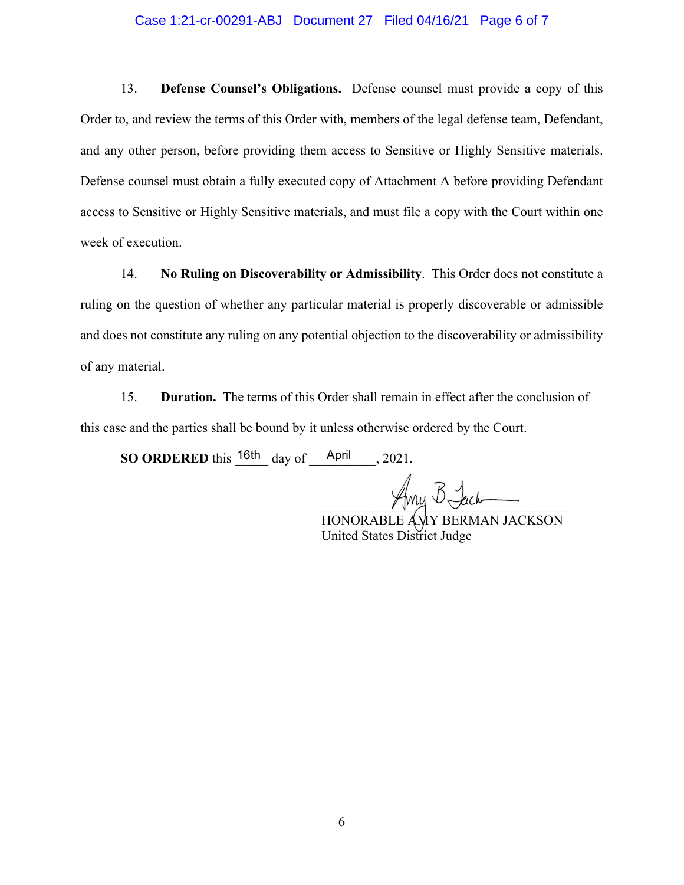13. **Defense Counsel's Obligations.** Defense counsel must provide a copy of this Order to, and review the terms of this Order with, members of the legal defense team, Defendant, and any other person, before providing them access to Sensitive or Highly Sensitive materials. Defense counsel must obtain a fully executed copy of Attachment A before providing Defendant access to Sensitive or Highly Sensitive materials, and must file a copy with the Court within one week of execution.

14. **No Ruling on Discoverability or Admissibility**. This Order does not constitute a ruling on the question of whether any particular material is properly discoverable or admissible and does not constitute any ruling on any potential objection to the discoverability or admissibility of any material.

15. **Duration.** The terms of this Order shall remain in effect after the conclusion of this case and the parties shall be bound by it unless otherwise ordered by the Court.

**SO ORDERED** this 16th day of April, 2021.

HONORABLE AMY BERMAN JACKSON
United States District Judge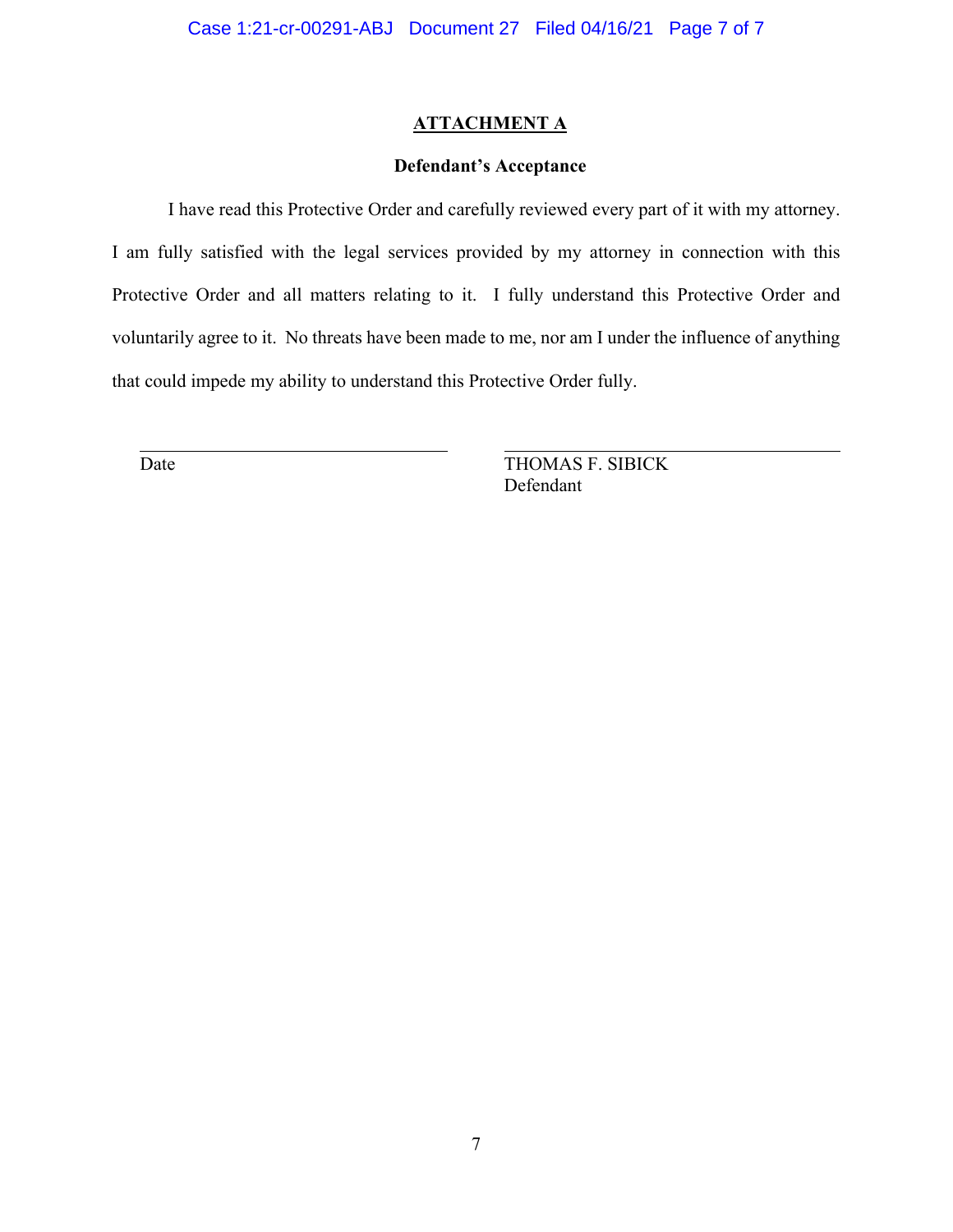## ATTACHMENT A

**Defendant's Acceptance**

I have read this Protective Order and carefully reviewed every part of it with my attorney. I am fully satisfied with the legal services provided by my attorney in connection with this Protective Order and all matters relating to it. I fully understand this Protective Order and voluntarily agree to it. No threats have been made to me, nor am I under the influence of anything that could impede my ability to understand this Protective Order fully.

| | |
|---|---|
| \_\_\_\_\_\_\_\_\_\_\_\_\_\_\_\_\_\_\_\_\_\_\_\_\_\_\_\_ | \_\_\_\_\_\_\_\_\_\_\_\_\_\_\_\_\_\_\_\_\_\_\_\_\_\_\_\_ |
| Date | THOMAS F. SIBICK<br>Defendant |